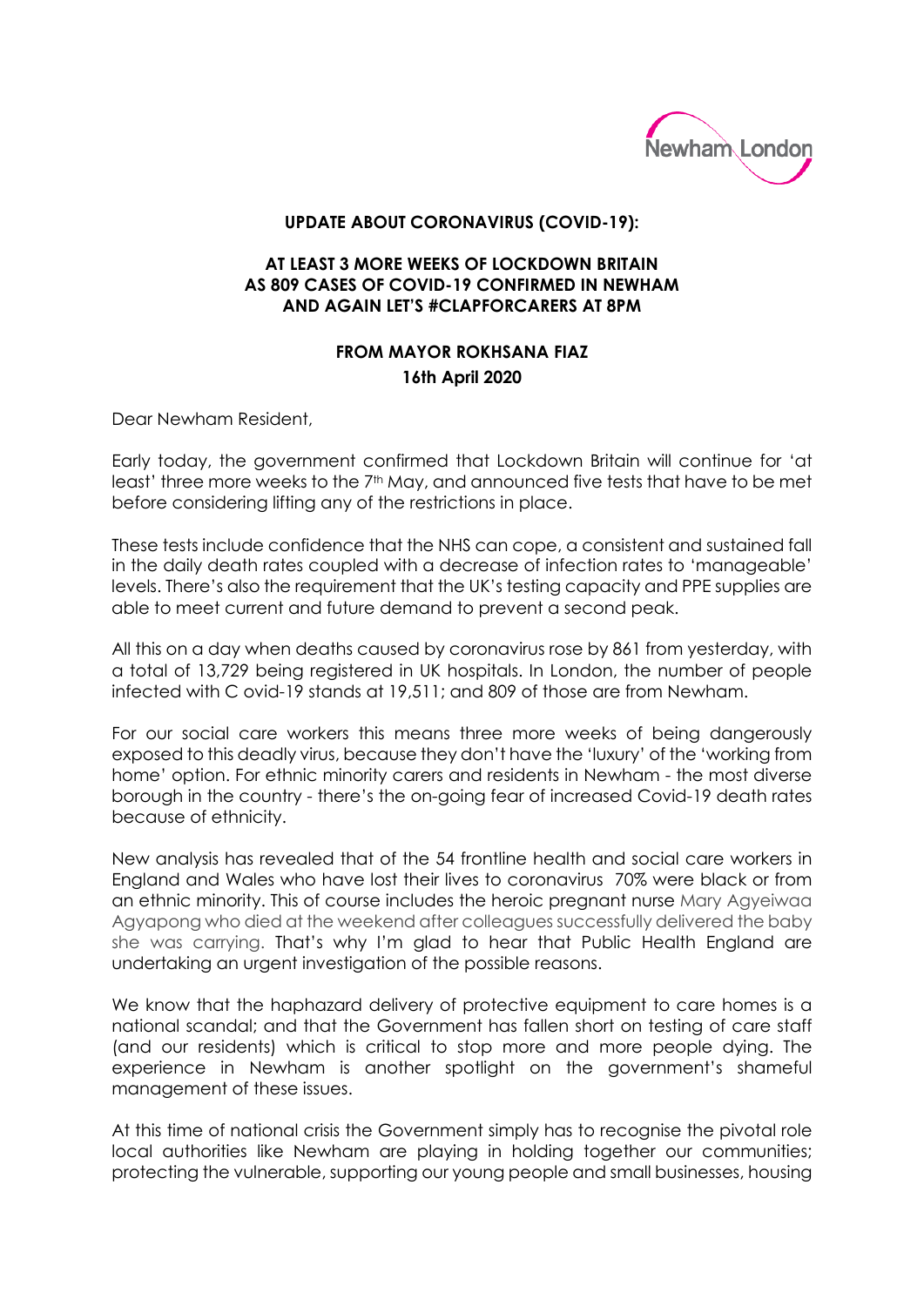Newham London

**UPDATE ABOUT CORONAVIRUS (COVID-19):**

**AT LEAST 3 MORE WEEKS OF LOCKDOWN BRITAIN AS 809 CASES OF COVID-19 CONFIRMED IN NEWHAM AND AGAIN LET'S #CLAPFORCARERS AT 8PM**

**FROM MAYOR ROKHSANA FIAZ**
**16th April 2020**

Dear Newham Resident,

Early today, the government confirmed that Lockdown Britain will continue for 'at least' three more weeks to the 7th May, and announced five tests that have to be met before considering lifting any of the restrictions in place.

These tests include confidence that the NHS can cope, a consistent and sustained fall in the daily death rates coupled with a decrease of infection rates to 'manageable' levels. There's also the requirement that the UK's testing capacity and PPE supplies are able to meet current and future demand to prevent a second peak.

All this on a day when deaths caused by coronavirus rose by 861 from yesterday, with a total of 13,729 being registered in UK hospitals. In London, the number of people infected with C ovid-19 stands at 19,511; and 809 of those are from Newham.

For our social care workers this means three more weeks of being dangerously exposed to this deadly virus, because they don't have the 'luxury' of the 'working from home' option. For ethnic minority carers and residents in Newham - the most diverse borough in the country - there's the on-going fear of increased Covid-19 death rates because of ethnicity.

New analysis has revealed that of the 54 frontline health and social care workers in England and Wales who have lost their lives to coronavirus 70% were black or from an ethnic minority. This of course includes the heroic pregnant nurse Mary Agyeiwaa Agyapong who died at the weekend after colleagues successfully delivered the baby she was carrying. That's why I'm glad to hear that Public Health England are undertaking an urgent investigation of the possible reasons.

We know that the haphazard delivery of protective equipment to care homes is a national scandal; and that the Government has fallen short on testing of care staff (and our residents) which is critical to stop more and more people dying. The experience in Newham is another spotlight on the government's shameful management of these issues.

At this time of national crisis the Government simply has to recognise the pivotal role local authorities like Newham are playing in holding together our communities; protecting the vulnerable, supporting our young people and small businesses, housing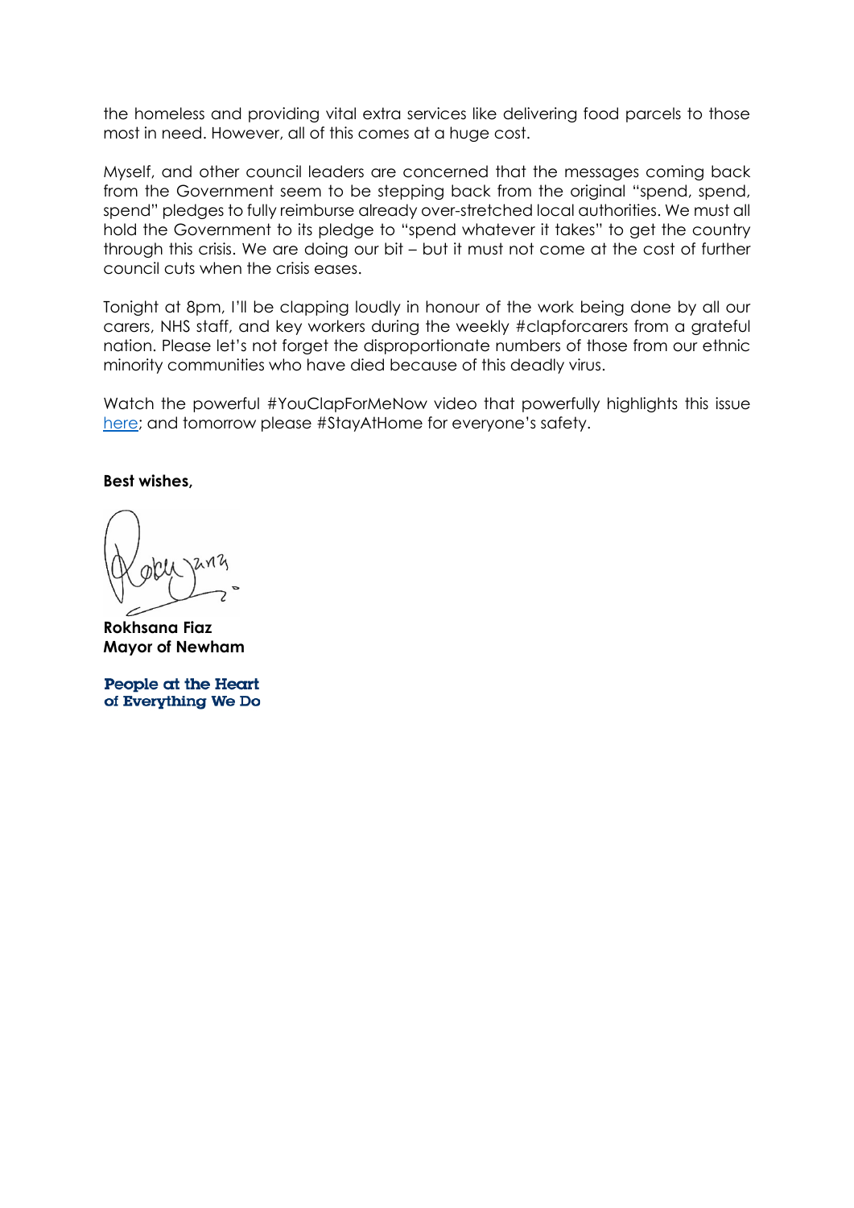the homeless and providing vital extra services like delivering food parcels to those most in need. However, all of this comes at a huge cost.

Myself, and other council leaders are concerned that the messages coming back from the Government seem to be stepping back from the original "spend, spend, spend" pledges to fully reimburse already over-stretched local authorities. We must all hold the Government to its pledge to "spend whatever it takes" to get the country through this crisis. We are doing our bit – but it must not come at the cost of further council cuts when the crisis eases.

Tonight at 8pm, I'll be clapping loudly in honour of the work being done by all our carers, NHS staff, and key workers during the weekly #clapforcarers from a grateful nation. Please let's not forget the disproportionate numbers of those from our ethnic minority communities who have died because of this deadly virus.

Watch the powerful #YouClapForMeNow video that powerfully highlights this issue [here](); and tomorrow please #StayAtHome for everyone's safety.

**Best wishes,**

**Rokhsana Fiaz**
**Mayor of Newham**

**People at the Heart of Everything We Do**